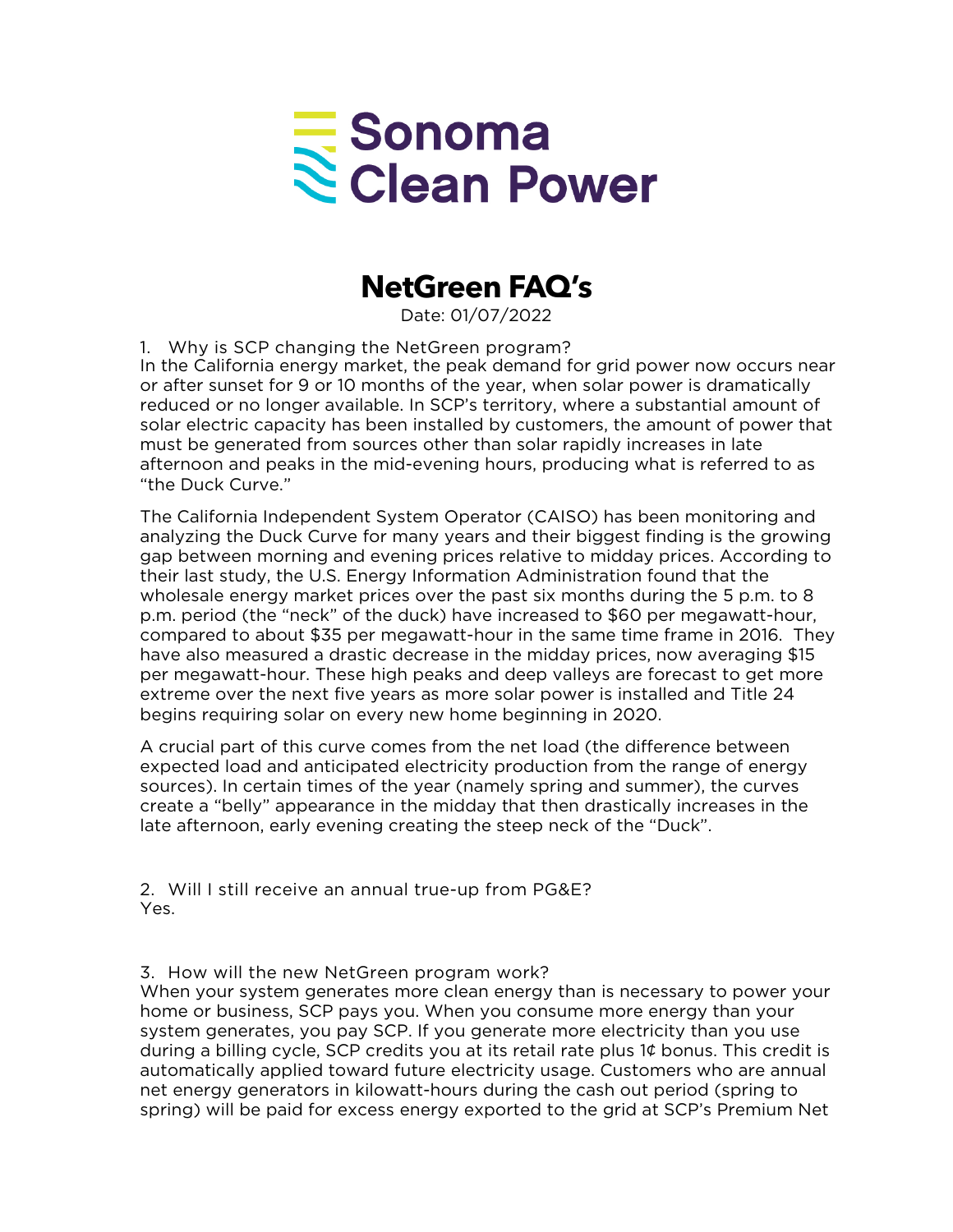Sonoma Clean Power

# NetGreen FAQ's

Date: 01/07/2022

1. Why is SCP changing the NetGreen program?

In the California energy market, the peak demand for grid power now occurs near or after sunset for 9 or 10 months of the year, when solar power is dramatically reduced or no longer available. In SCP's territory, where a substantial amount of solar electric capacity has been installed by customers, the amount of power that must be generated from sources other than solar rapidly increases in late afternoon and peaks in the mid-evening hours, producing what is referred to as "the Duck Curve."

The California Independent System Operator (CAISO) has been monitoring and analyzing the Duck Curve for many years and their biggest finding is the growing gap between morning and evening prices relative to midday prices. According to their last study, the U.S. Energy Information Administration found that the wholesale energy market prices over the past six months during the 5 p.m. to 8 p.m. period (the "neck" of the duck) have increased to $60 per megawatt-hour, compared to about $35 per megawatt-hour in the same time frame in 2016. They have also measured a drastic decrease in the midday prices, now averaging $15 per megawatt-hour. These high peaks and deep valleys are forecast to get more extreme over the next five years as more solar power is installed and Title 24 begins requiring solar on every new home beginning in 2020.

A crucial part of this curve comes from the net load (the difference between expected load and anticipated electricity production from the range of energy sources). In certain times of the year (namely spring and summer), the curves create a "belly" appearance in the midday that then drastically increases in the late afternoon, early evening creating the steep neck of the "Duck".

2. Will I still receive an annual true-up from PG&E?

Yes.

3. How will the new NetGreen program work?

When your system generates more clean energy than is necessary to power your home or business, SCP pays you. When you consume more energy than your system generates, you pay SCP. If you generate more electricity than you use during a billing cycle, SCP credits you at its retail rate plus 1¢ bonus. This credit is automatically applied toward future electricity usage. Customers who are annual net energy generators in kilowatt-hours during the cash out period (spring to spring) will be paid for excess energy exported to the grid at SCP's Premium Net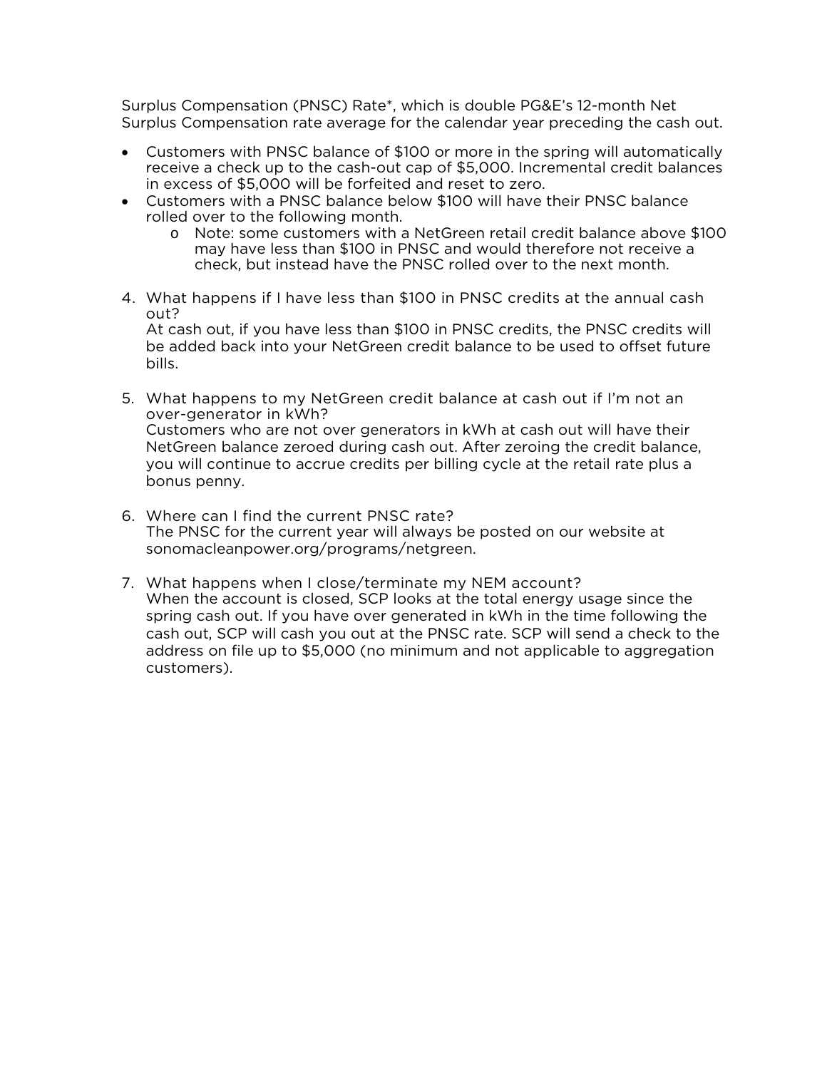Surplus Compensation (PNSC) Rate*, which is double PG&E's 12-month Net Surplus Compensation rate average for the calendar year preceding the cash out.

- Customers with PNSC balance of $100 or more in the spring will automatically receive a check up to the cash-out cap of $5,000. Incremental credit balances in excess of $5,000 will be forfeited and reset to zero.
- Customers with a PNSC balance below $100 will have their PNSC balance rolled over to the following month.
  - Note: some customers with a NetGreen retail credit balance above $100 may have less than $100 in PNSC and would therefore not receive a check, but instead have the PNSC rolled over to the next month.

4. What happens if I have less than $100 in PNSC credits at the annual cash out?
   At cash out, if you have less than $100 in PNSC credits, the PNSC credits will be added back into your NetGreen credit balance to be used to offset future bills.

5. What happens to my NetGreen credit balance at cash out if I'm not an over-generator in kWh?
   Customers who are not over generators in kWh at cash out will have their NetGreen balance zeroed during cash out. After zeroing the credit balance, you will continue to accrue credits per billing cycle at the retail rate plus a bonus penny.

6. Where can I find the current PNSC rate?
   The PNSC for the current year will always be posted on our website at sonomacleanpower.org/programs/netgreen.

7. What happens when I close/terminate my NEM account?
   When the account is closed, SCP looks at the total energy usage since the spring cash out. If you have over generated in kWh in the time following the cash out, SCP will cash you out at the PNSC rate. SCP will send a check to the address on file up to $5,000 (no minimum and not applicable to aggregation customers).